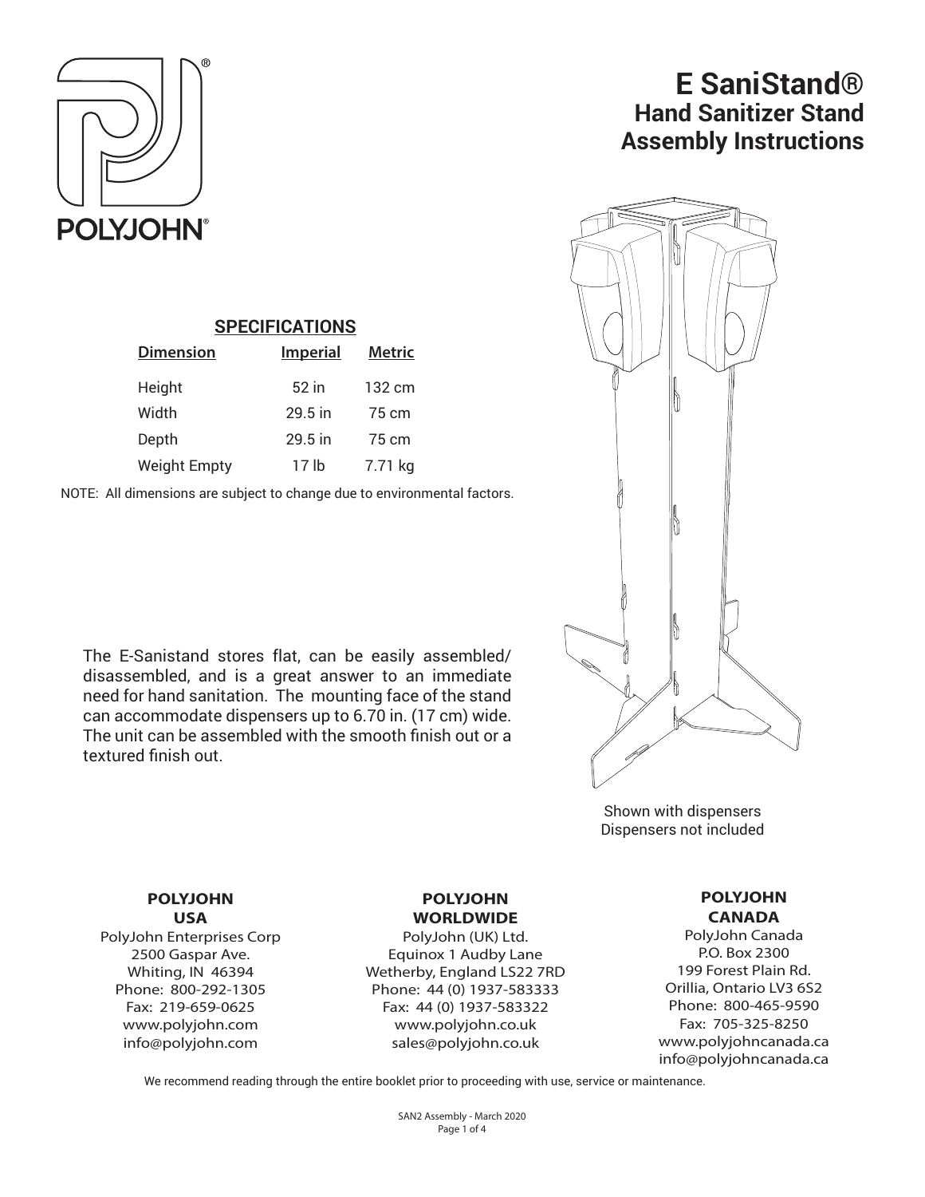# E SaniStand®

## Hand Sanitizer Stand Assembly Instructions

POLYJOHN®

### SPECIFICATIONS

| Dimension | Imperial | Metric |
|---|---|---|
| Height | 52 in | 132 cm |
| Width | 29.5 in | 75 cm |
| Depth | 29.5 in | 75 cm |
| Weight Empty | 17 lb | 7.71 kg |

NOTE: All dimensions are subject to change due to environmental factors.

The E-Sanistand stores flat, can be easily assembled/ disassembled, and is a great answer to an immediate need for hand sanitation. The mounting face of the stand can accommodate dispensers up to 6.70 in. (17 cm) wide. The unit can be assembled with the smooth finish out or a textured finish out.

Shown with dispensers
Dispensers not included

**POLYJOHN USA**
PolyJohn Enterprises Corp
2500 Gaspar Ave.
Whiting, IN 46394
Phone: 800-292-1305
Fax: 219-659-0625
www.polyjohn.com
info@polyjohn.com

**POLYJOHN WORLDWIDE**
PolyJohn (UK) Ltd.
Equinox 1 Audby Lane
Wetherby, England LS22 7RD
Phone: 44 (0) 1937-583333
Fax: 44 (0) 1937-583322
www.polyjohn.co.uk
sales@polyjohn.co.uk

**POLYJOHN CANADA**
PolyJohn Canada
P.O. Box 2300
199 Forest Plain Rd.
Orillia, Ontario LV3 6S2
Phone: 800-465-9590
Fax: 705-325-8250
www.polyjohncanada.ca
info@polyjohncanada.ca

We recommend reading through the entire booklet prior to proceeding with use, service or maintenance.

SAN2 Assembly - March 2020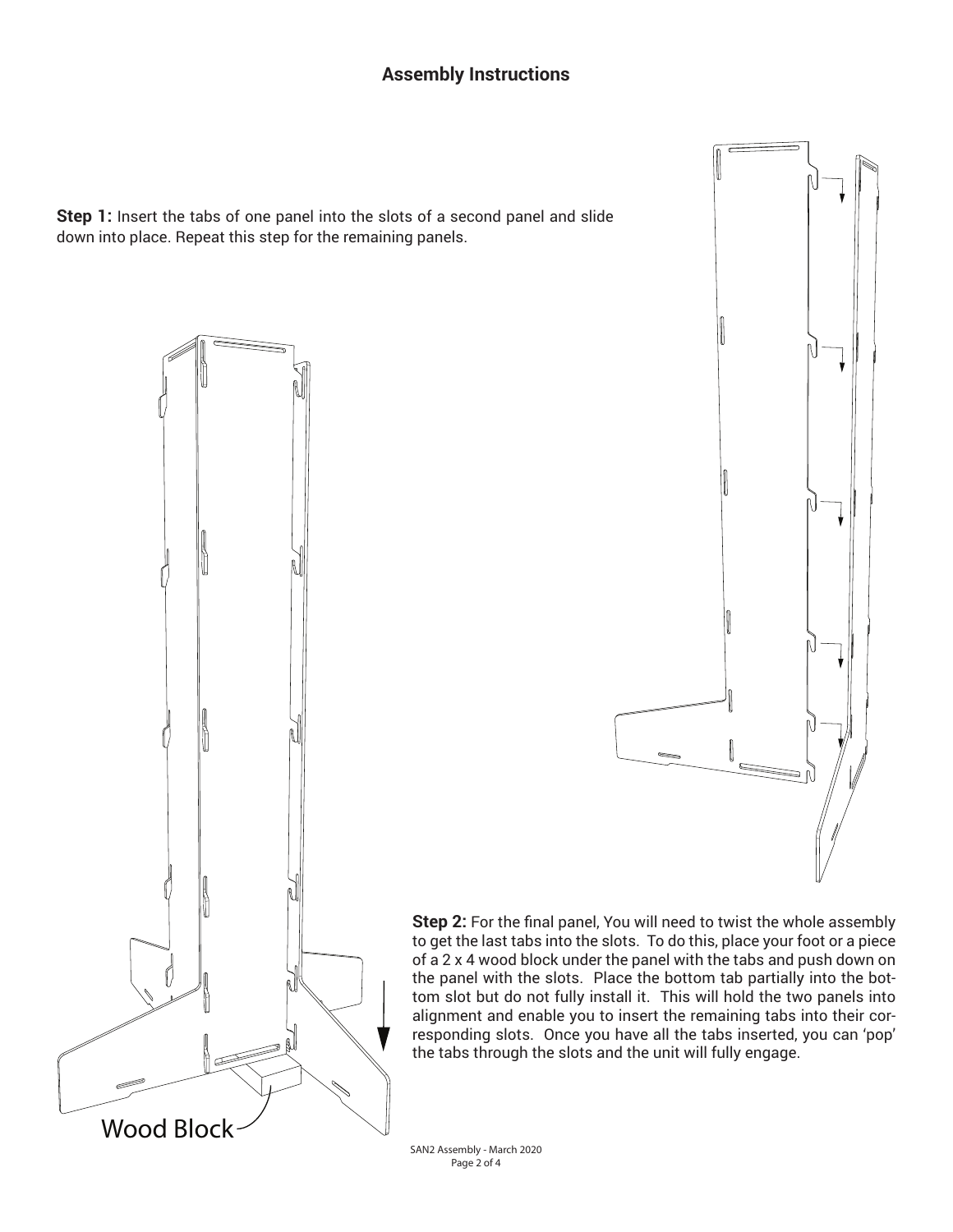## Assembly Instructions

**Step 1:** Insert the tabs of one panel into the slots of a second panel and slide down into place. Repeat this step for the remaining panels.

**Step 2:** For the final panel, You will need to twist the whole assembly to get the last tabs into the slots. To do this, place your foot or a piece of a 2 x 4 wood block under the panel with the tabs and push down on the panel with the slots. Place the bottom tab partially into the bottom slot but do not fully install it. This will hold the two panels into alignment and enable you to insert the remaining tabs into their corresponding slots. Once you have all the tabs inserted, you can 'pop' the tabs through the slots and the unit will fully engage.

Wood Block

SAN2 Assembly - March 2020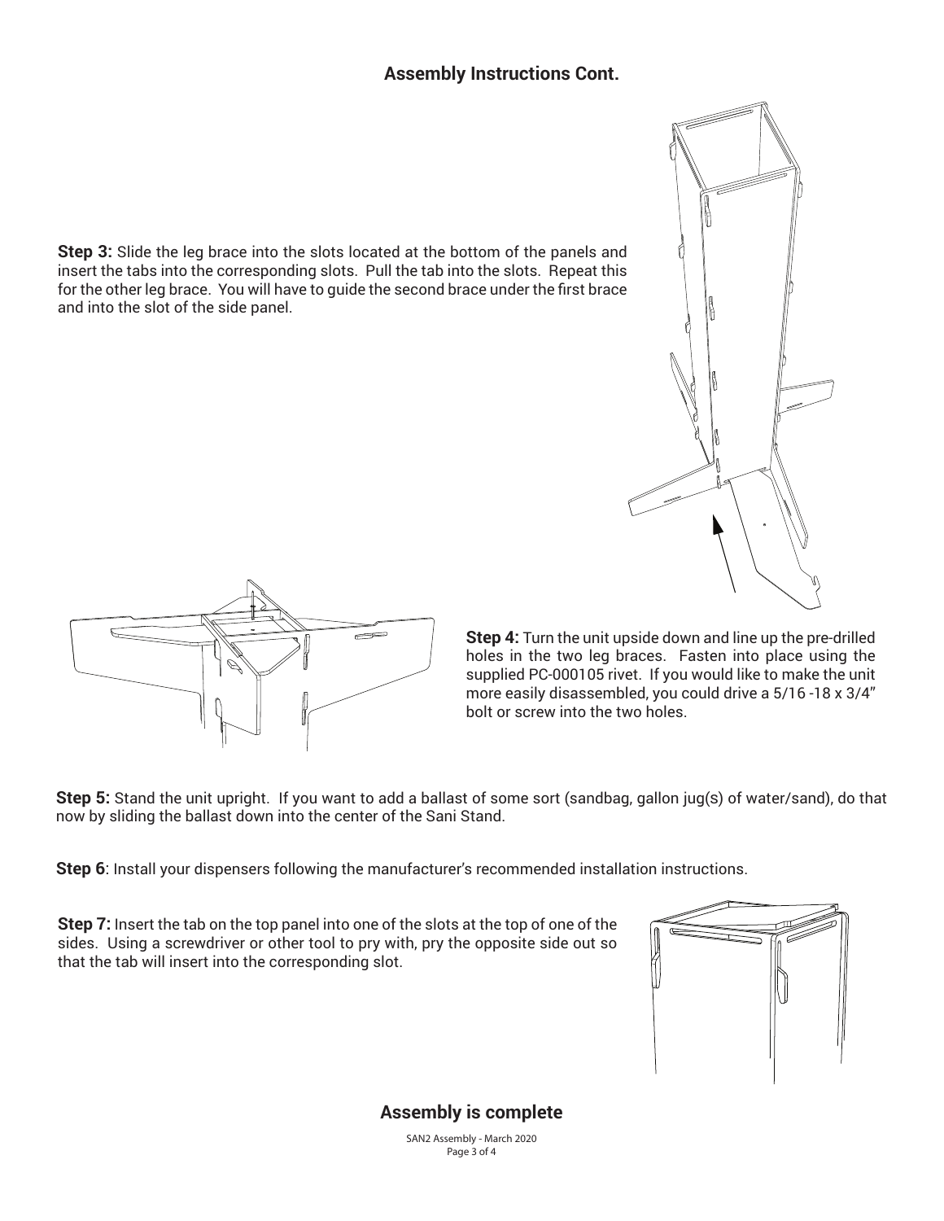## Assembly Instructions Cont.

**Step 3:** Slide the leg brace into the slots located at the bottom of the panels and insert the tabs into the corresponding slots. Pull the tab into the slots. Repeat this for the other leg brace. You will have to guide the second brace under the first brace and into the slot of the side panel.

**Step 4:** Turn the unit upside down and line up the pre-drilled holes in the two leg braces. Fasten into place using the supplied PC-000105 rivet. If you would like to make the unit more easily disassembled, you could drive a 5/16 -18 x 3/4" bolt or screw into the two holes.

**Step 5:** Stand the unit upright. If you want to add a ballast of some sort (sandbag, gallon jug(s) of water/sand), do that now by sliding the ballast down into the center of the Sani Stand.

**Step 6**: Install your dispensers following the manufacturer's recommended installation instructions.

**Step 7:** Insert the tab on the top panel into one of the slots at the top of one of the sides. Using a screwdriver or other tool to pry with, pry the opposite side out so that the tab will insert into the corresponding slot.

## Assembly is complete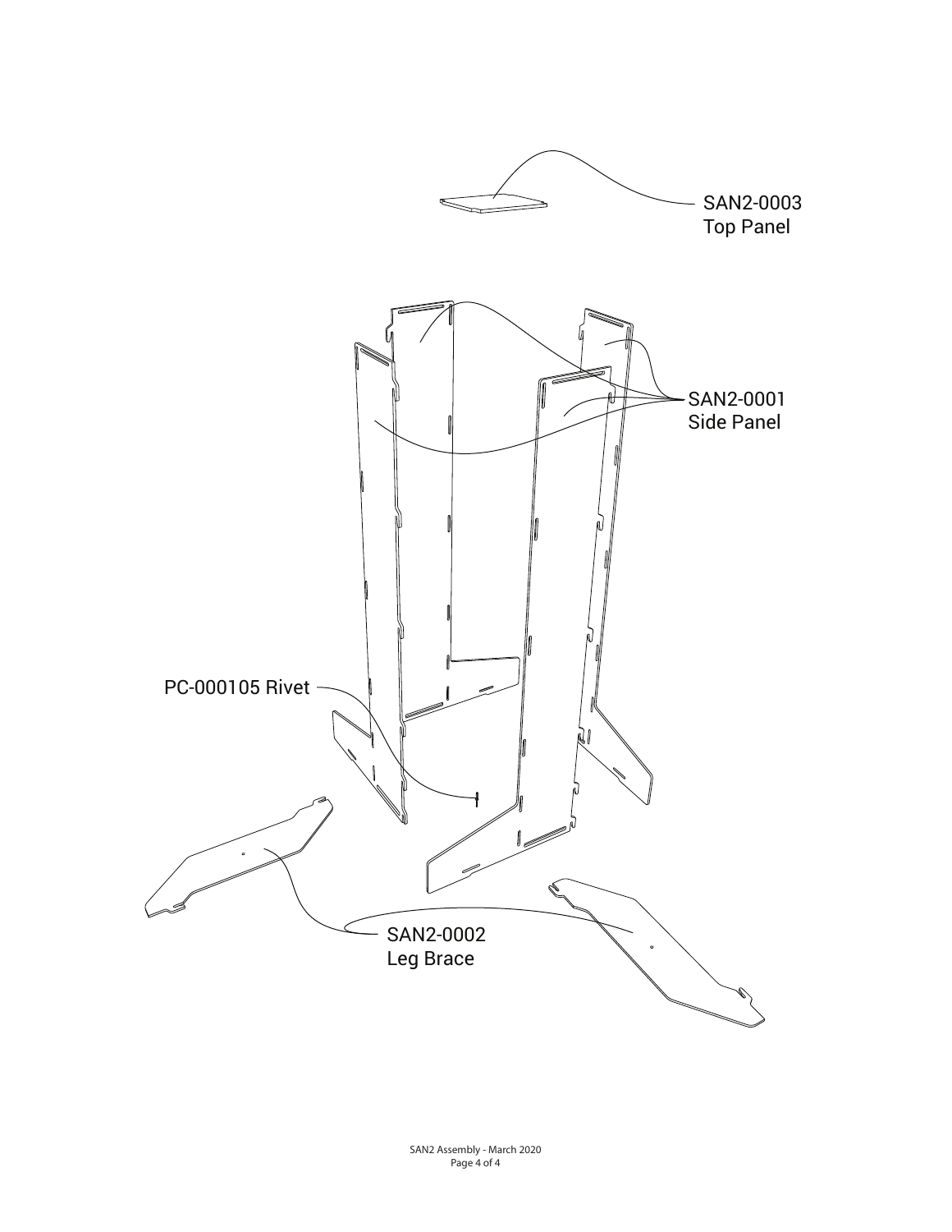SAN2-0003
Top Panel

SAN2-0001
Side Panel

PC-000105 Rivet

SAN2-0002
Leg Brace